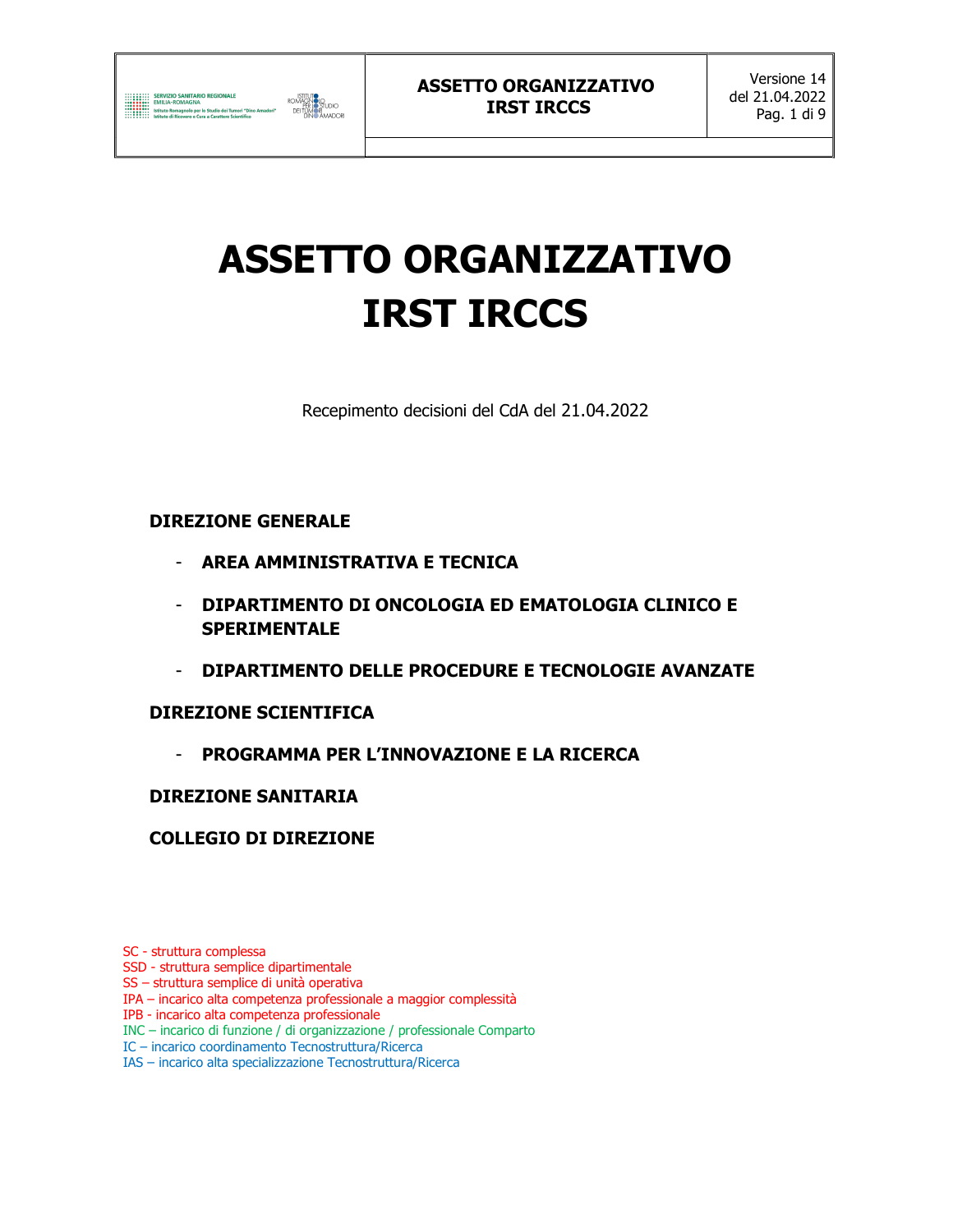# ASSETTO ORGANIZZATIVO IRST IRCCS

Recepimento decisioni del CdA del 21.04.2022

**DIREZIONE GENERALE**

- **AREA AMMINISTRATIVA E TECNICA**
- **DIPARTIMENTO DI ONCOLOGIA ED EMATOLOGIA CLINICO E SPERIMENTALE**
- **DIPARTIMENTO DELLE PROCEDURE E TECNOLOGIE AVANZATE**

**DIREZIONE SCIENTIFICA**

- **PROGRAMMA PER L'INNOVAZIONE E LA RICERCA**

**DIREZIONE SANITARIA**

**COLLEGIO DI DIREZIONE**

SC - struttura complessa
SSD - struttura semplice dipartimentale
SS – struttura semplice di unità operativa
IPA – incarico alta competenza professionale a maggior complessità
IPB - incarico alta competenza professionale
INC – incarico di funzione / di organizzazione / professionale Comparto
IC – incarico coordinamento Tecnostruttura/Ricerca
IAS – incarico alta specializzazione Tecnostruttura/Ricerca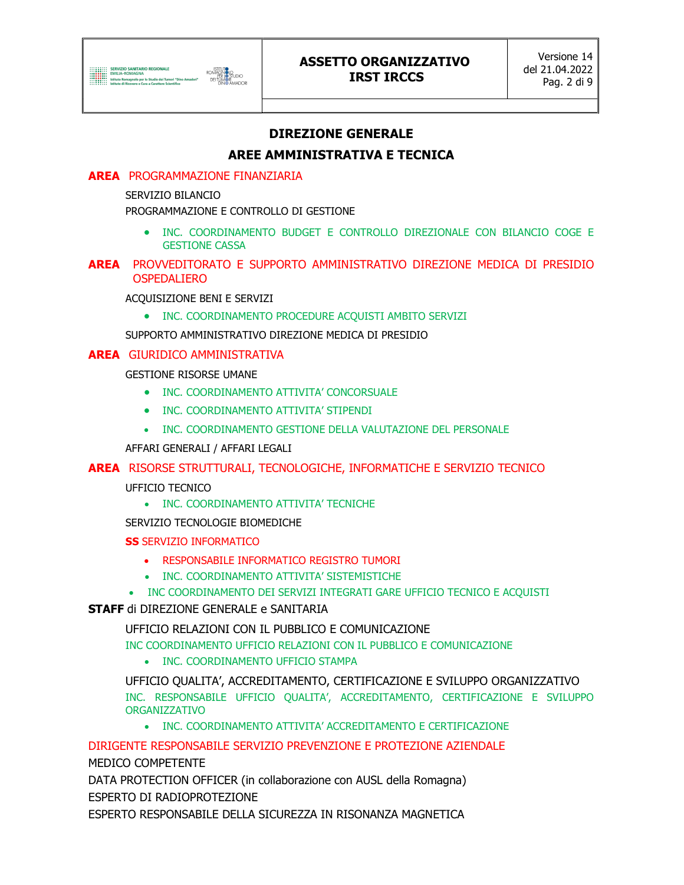## DIREZIONE GENERALE

## AREE AMMINISTRATIVA E TECNICA

**AREA** PROGRAMMAZIONE FINANZIARIA

SERVIZIO BILANCIO

PROGRAMMAZIONE E CONTROLLO DI GESTIONE

- INC. COORDINAMENTO BUDGET E CONTROLLO DIREZIONALE CON BILANCIO COGE E GESTIONE CASSA

**AREA** PROVVEDITORATO E SUPPORTO AMMINISTRATIVO DIREZIONE MEDICA DI PRESIDIO OSPEDALIERO

ACQUISIZIONE BENI E SERVIZI

- INC. COORDINAMENTO PROCEDURE ACQUISTI AMBITO SERVIZI

SUPPORTO AMMINISTRATIVO DIREZIONE MEDICA DI PRESIDIO

**AREA** GIURIDICO AMMINISTRATIVA

GESTIONE RISORSE UMANE

- INC. COORDINAMENTO ATTIVITA' CONCORSUALE
- INC. COORDINAMENTO ATTIVITA' STIPENDI
- INC. COORDINAMENTO GESTIONE DELLA VALUTAZIONE DEL PERSONALE

AFFARI GENERALI / AFFARI LEGALI

**AREA** RISORSE STRUTTURALI, TECNOLOGICHE, INFORMATICHE E SERVIZIO TECNICO

UFFICIO TECNICO

- INC. COORDINAMENTO ATTIVITA' TECNICHE

SERVIZIO TECNOLOGIE BIOMEDICHE

**SS** SERVIZIO INFORMATICO

- RESPONSABILE INFORMATICO REGISTRO TUMORI
- INC. COORDINAMENTO ATTIVITA' SISTEMISTICHE

- INC COORDINAMENTO DEI SERVIZI INTEGRATI GARE UFFICIO TECNICO E ACQUISTI

**STAFF** di DIREZIONE GENERALE e SANITARIA

UFFICIO RELAZIONI CON IL PUBBLICO E COMUNICAZIONE

INC COORDINAMENTO UFFICIO RELAZIONI CON IL PUBBLICO E COMUNICAZIONE

- INC. COORDINAMENTO UFFICIO STAMPA

UFFICIO QUALITA', ACCREDITAMENTO, CERTIFICAZIONE E SVILUPPO ORGANIZZATIVO

INC. RESPONSABILE UFFICIO QUALITA', ACCREDITAMENTO, CERTIFICAZIONE E SVILUPPO ORGANIZZATIVO

- INC. COORDINAMENTO ATTIVITA' ACCREDITAMENTO E CERTIFICAZIONE

DIRIGENTE RESPONSABILE SERVIZIO PREVENZIONE E PROTEZIONE AZIENDALE

MEDICO COMPETENTE

DATA PROTECTION OFFICER (in collaborazione con AUSL della Romagna)

ESPERTO DI RADIOPROTEZIONE

ESPERTO RESPONSABILE DELLA SICUREZZA IN RISONANZA MAGNETICA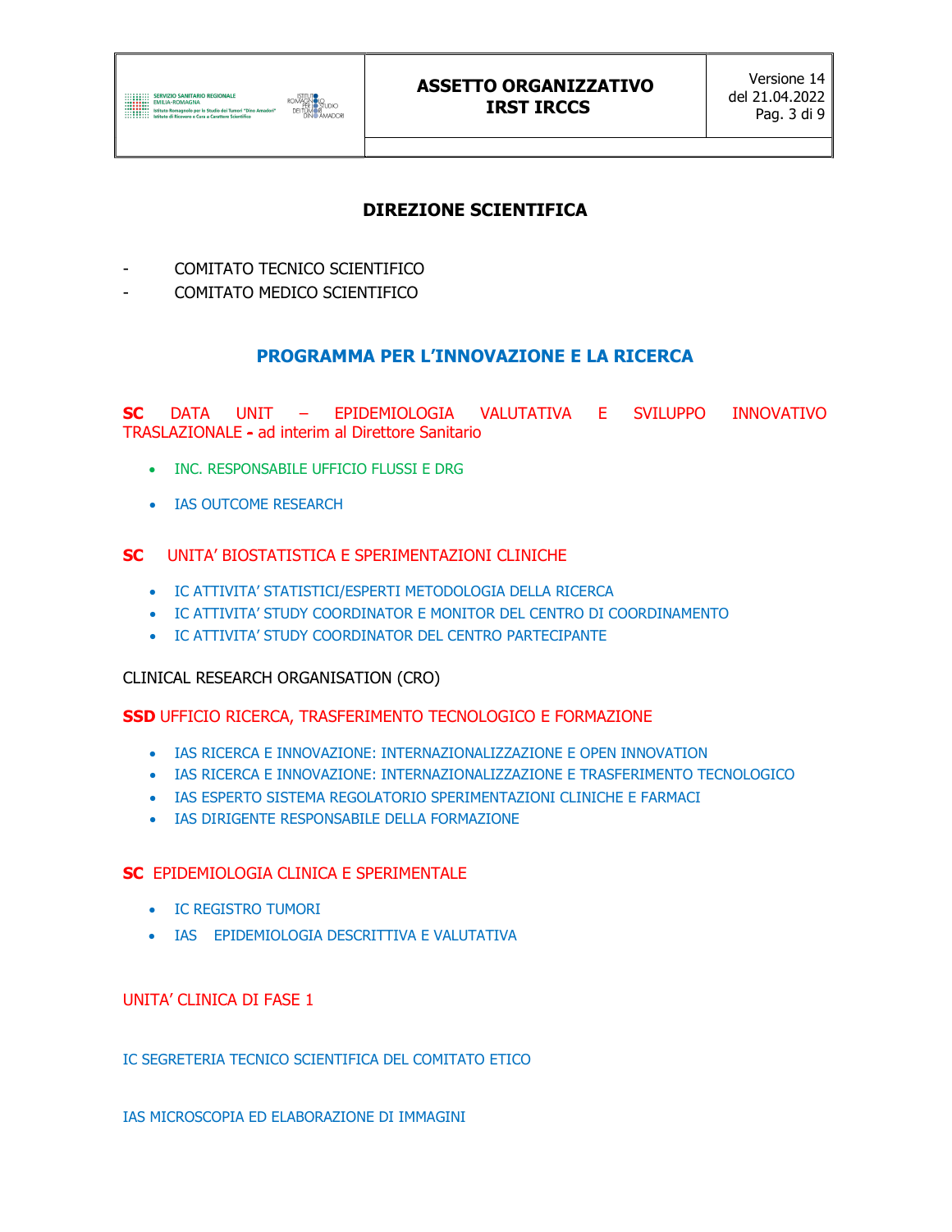## DIREZIONE SCIENTIFICA

- COMITATO TECNICO SCIENTIFICO
- COMITATO MEDICO SCIENTIFICO

### PROGRAMMA PER L'INNOVAZIONE E LA RICERCA

**SC** DATA UNIT – EPIDEMIOLOGIA VALUTATIVA E SVILUPPO INNOVATIVO TRASLAZIONALE **-** ad interim al Direttore Sanitario

- INC. RESPONSABILE UFFICIO FLUSSI E DRG
- IAS OUTCOME RESEARCH

**SC** UNITA' BIOSTATISTICA E SPERIMENTAZIONI CLINICHE

- IC ATTIVITA' STATISTICI/ESPERTI METODOLOGIA DELLA RICERCA
- IC ATTIVITA' STUDY COORDINATOR E MONITOR DEL CENTRO DI COORDINAMENTO
- IC ATTIVITA' STUDY COORDINATOR DEL CENTRO PARTECIPANTE

CLINICAL RESEARCH ORGANISATION (CRO)

**SSD** UFFICIO RICERCA, TRASFERIMENTO TECNOLOGICO E FORMAZIONE

- IAS RICERCA E INNOVAZIONE: INTERNAZIONALIZZAZIONE E OPEN INNOVATION
- IAS RICERCA E INNOVAZIONE: INTERNAZIONALIZZAZIONE E TRASFERIMENTO TECNOLOGICO
- IAS ESPERTO SISTEMA REGOLATORIO SPERIMENTAZIONI CLINICHE E FARMACI
- IAS DIRIGENTE RESPONSABILE DELLA FORMAZIONE

**SC** EPIDEMIOLOGIA CLINICA E SPERIMENTALE

- IC REGISTRO TUMORI
- IAS EPIDEMIOLOGIA DESCRITTIVA E VALUTATIVA

UNITA' CLINICA DI FASE 1

IC SEGRETERIA TECNICO SCIENTIFICA DEL COMITATO ETICO

IAS MICROSCOPIA ED ELABORAZIONE DI IMMAGINI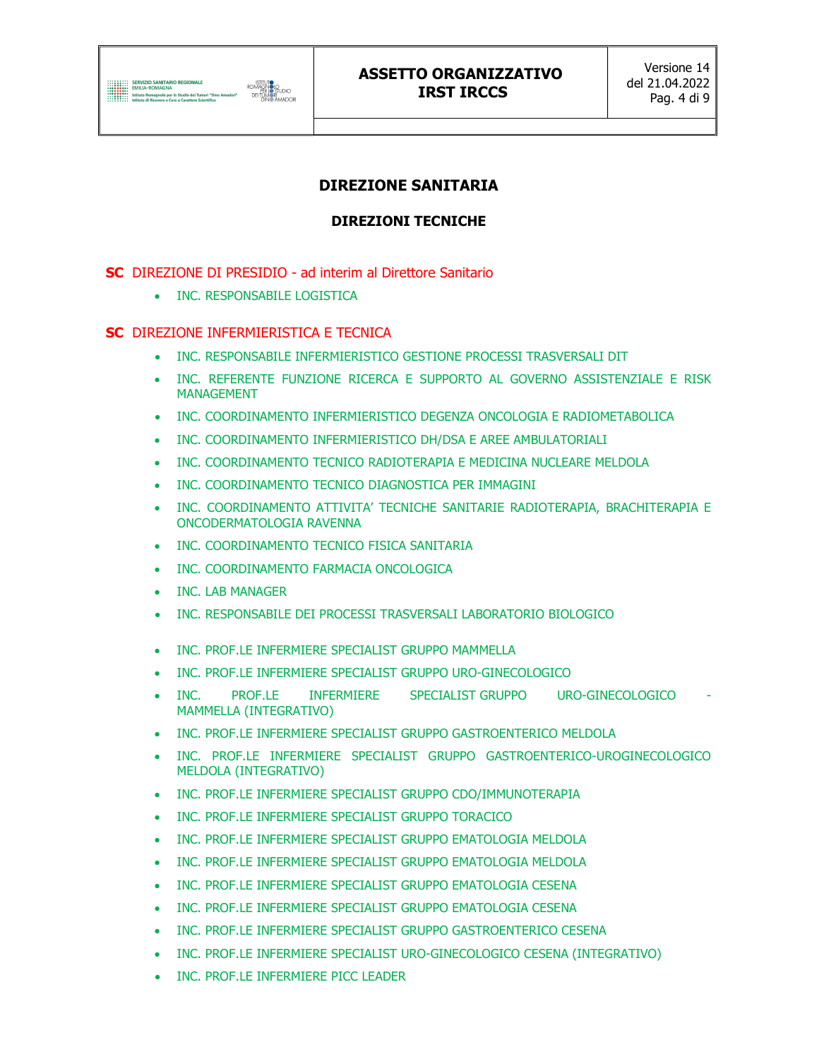## DIREZIONE SANITARIA

### DIREZIONI TECNICHE

**SC** DIREZIONE DI PRESIDIO - ad interim al Direttore Sanitario

- INC. RESPONSABILE LOGISTICA

**SC** DIREZIONE INFERMIERISTICA E TECNICA

- INC. RESPONSABILE INFERMIERISTICO GESTIONE PROCESSI TRASVERSALI DIT
- INC. REFERENTE FUNZIONE RICERCA E SUPPORTO AL GOVERNO ASSISTENZIALE E RISK MANAGEMENT
- INC. COORDINAMENTO INFERMIERISTICO DEGENZA ONCOLOGIA E RADIOMETABOLICA
- INC. COORDINAMENTO INFERMIERISTICO DH/DSA E AREE AMBULATORIALI
- INC. COORDINAMENTO TECNICO RADIOTERAPIA E MEDICINA NUCLEARE MELDOLA
- INC. COORDINAMENTO TECNICO DIAGNOSTICA PER IMMAGINI
- INC. COORDINAMENTO ATTIVITA' TECNICHE SANITARIE RADIOTERAPIA, BRACHITERAPIA E ONCODERMATOLOGIA RAVENNA
- INC. COORDINAMENTO TECNICO FISICA SANITARIA
- INC. COORDINAMENTO FARMACIA ONCOLOGICA
- INC. LAB MANAGER
- INC. RESPONSABILE DEI PROCESSI TRASVERSALI LABORATORIO BIOLOGICO
- INC. PROF.LE INFERMIERE SPECIALIST GRUPPO MAMMELLA
- INC. PROF.LE INFERMIERE SPECIALIST GRUPPO URO-GINECOLOGICO
- INC. PROF.LE INFERMIERE SPECIALIST GRUPPO URO-GINECOLOGICO - MAMMELLA (INTEGRATIVO)
- INC. PROF.LE INFERMIERE SPECIALIST GRUPPO GASTROENTERICO MELDOLA
- INC. PROF.LE INFERMIERE SPECIALIST GRUPPO GASTROENTERICO-UROGINECOLOGICO MELDOLA (INTEGRATIVO)
- INC. PROF.LE INFERMIERE SPECIALIST GRUPPO CDO/IMMUNOTERAPIA
- INC. PROF.LE INFERMIERE SPECIALIST GRUPPO TORACICO
- INC. PROF.LE INFERMIERE SPECIALIST GRUPPO EMATOLOGIA MELDOLA
- INC. PROF.LE INFERMIERE SPECIALIST GRUPPO EMATOLOGIA MELDOLA
- INC. PROF.LE INFERMIERE SPECIALIST GRUPPO EMATOLOGIA CESENA
- INC. PROF.LE INFERMIERE SPECIALIST GRUPPO EMATOLOGIA CESENA
- INC. PROF.LE INFERMIERE SPECIALIST GRUPPO GASTROENTERICO CESENA
- INC. PROF.LE INFERMIERE SPECIALIST URO-GINECOLOGICO CESENA (INTEGRATIVO)
- INC. PROF.LE INFERMIERE PICC LEADER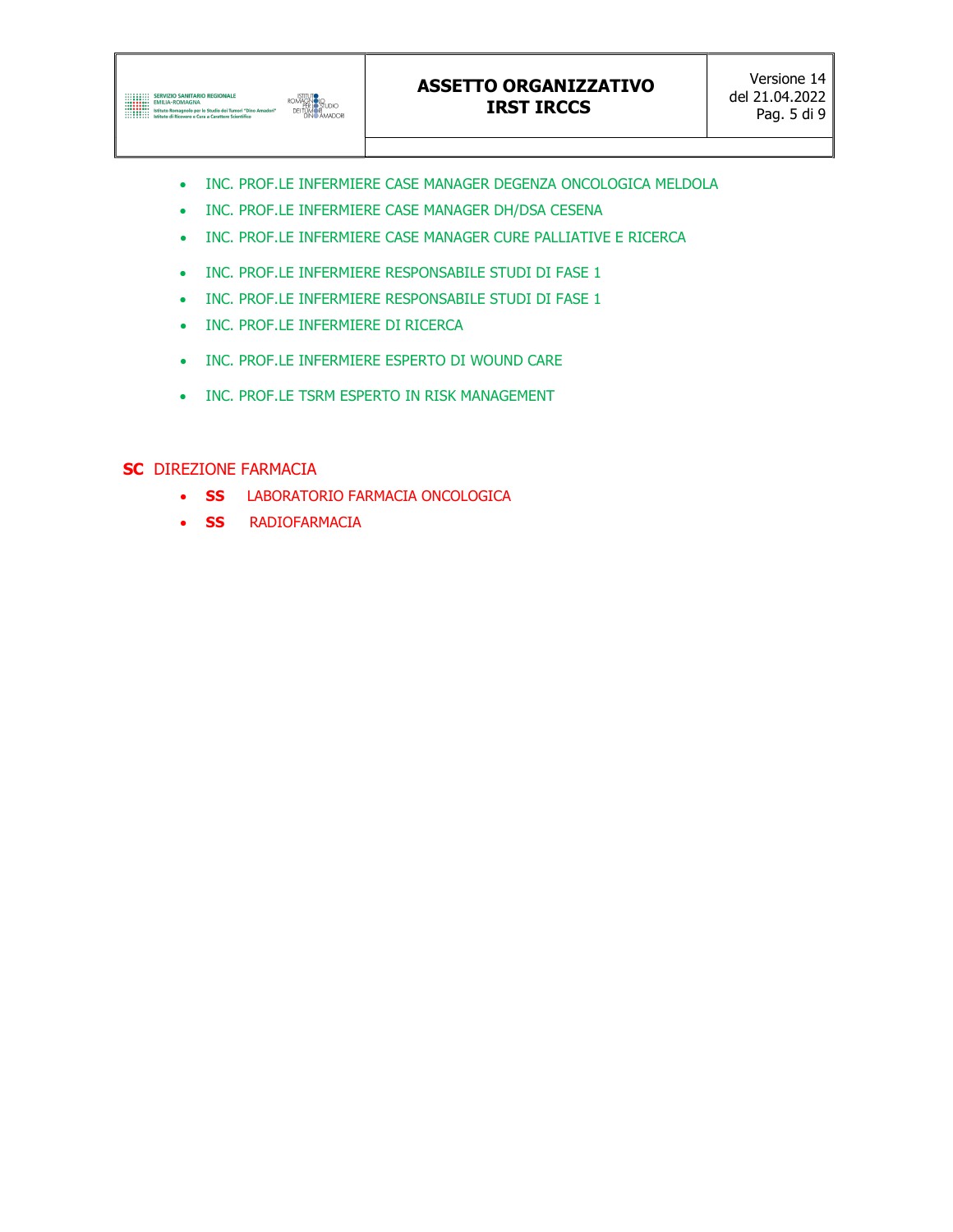- INC. PROF.LE INFERMIERE CASE MANAGER DEGENZA ONCOLOGICA MELDOLA
- INC. PROF.LE INFERMIERE CASE MANAGER DH/DSA CESENA
- INC. PROF.LE INFERMIERE CASE MANAGER CURE PALLIATIVE E RICERCA
- INC. PROF.LE INFERMIERE RESPONSABILE STUDI DI FASE 1
- INC. PROF.LE INFERMIERE RESPONSABILE STUDI DI FASE 1
- INC. PROF.LE INFERMIERE DI RICERCA
- INC. PROF.LE INFERMIERE ESPERTO DI WOUND CARE
- INC. PROF.LE TSRM ESPERTO IN RISK MANAGEMENT

**SC** DIREZIONE FARMACIA

- **SS** LABORATORIO FARMACIA ONCOLOGICA
- **SS** RADIOFARMACIA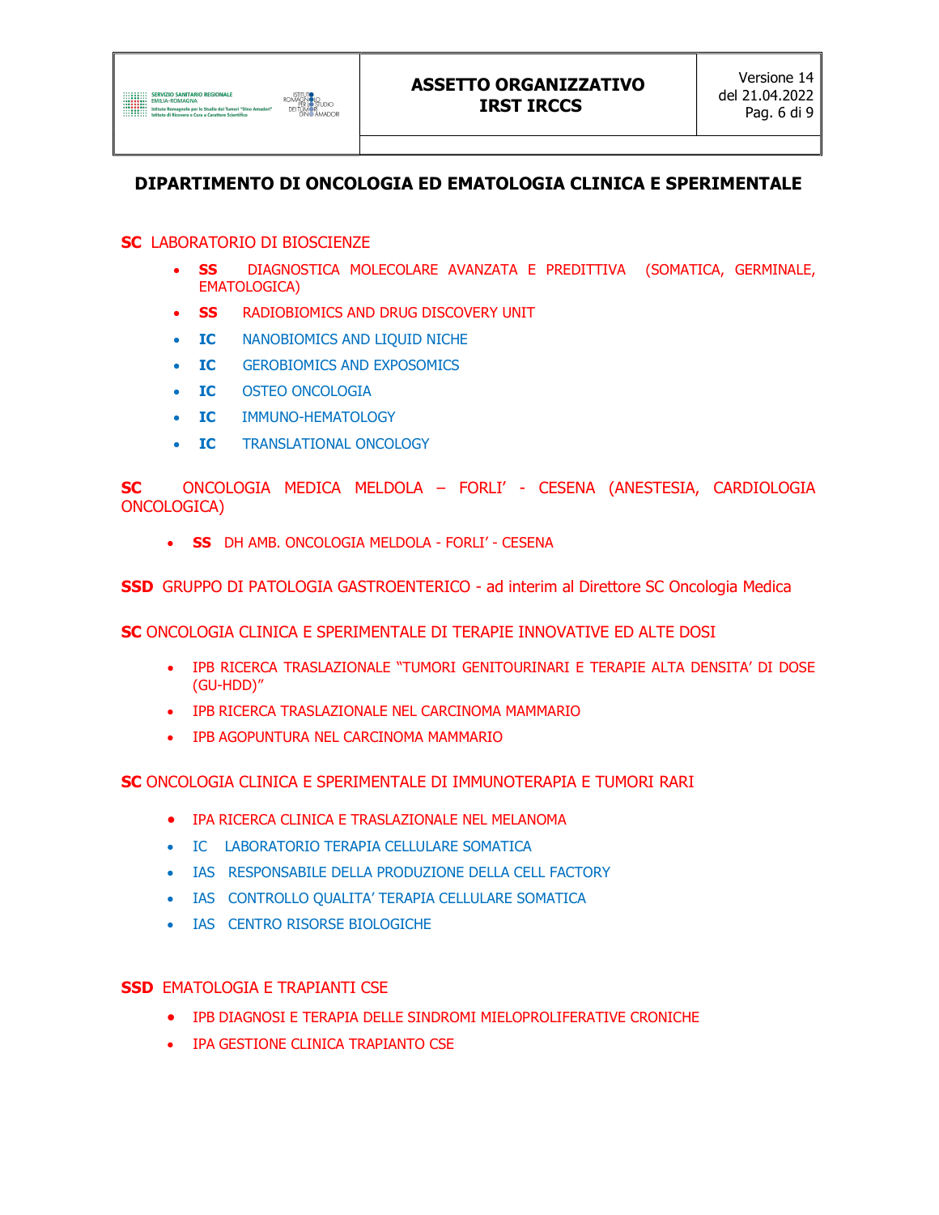## DIPARTIMENTO DI ONCOLOGIA ED EMATOLOGIA CLINICA E SPERIMENTALE

**SC** LABORATORIO DI BIOSCIENZE

- **SS** DIAGNOSTICA MOLECOLARE AVANZATA E PREDITTIVA (SOMATICA, GERMINALE, EMATOLOGICA)
- **SS** RADIOBIOMICS AND DRUG DISCOVERY UNIT
- **IC** NANOBIOMICS AND LIQUID NICHE
- **IC** GEROBIOMICS AND EXPOSOMICS
- **IC** OSTEO ONCOLOGIA
- **IC** IMMUNO-HEMATOLOGY
- **IC** TRANSLATIONAL ONCOLOGY

**SC** ONCOLOGIA MEDICA MELDOLA – FORLI' - CESENA (ANESTESIA, CARDIOLOGIA ONCOLOGICA)

- **SS** DH AMB. ONCOLOGIA MELDOLA - FORLI' - CESENA

**SSD** GRUPPO DI PATOLOGIA GASTROENTERICO - ad interim al Direttore SC Oncologia Medica

**SC** ONCOLOGIA CLINICA E SPERIMENTALE DI TERAPIE INNOVATIVE ED ALTE DOSI

- IPB RICERCA TRASLAZIONALE "TUMORI GENITOURINARI E TERAPIE ALTA DENSITA' DI DOSE (GU-HDD)"
- IPB RICERCA TRASLAZIONALE NEL CARCINOMA MAMMARIO
- IPB AGOPUNTURA NEL CARCINOMA MAMMARIO

**SC** ONCOLOGIA CLINICA E SPERIMENTALE DI IMMUNOTERAPIA E TUMORI RARI

- IPA RICERCA CLINICA E TRASLAZIONALE NEL MELANOMA
- IC LABORATORIO TERAPIA CELLULARE SOMATICA
- IAS RESPONSABILE DELLA PRODUZIONE DELLA CELL FACTORY
- IAS CONTROLLO QUALITA' TERAPIA CELLULARE SOMATICA
- IAS CENTRO RISORSE BIOLOGICHE

**SSD** EMATOLOGIA E TRAPIANTI CSE

- IPB DIAGNOSI E TERAPIA DELLE SINDROMI MIELOPROLIFERATIVE CRONICHE
- IPA GESTIONE CLINICA TRAPIANTO CSE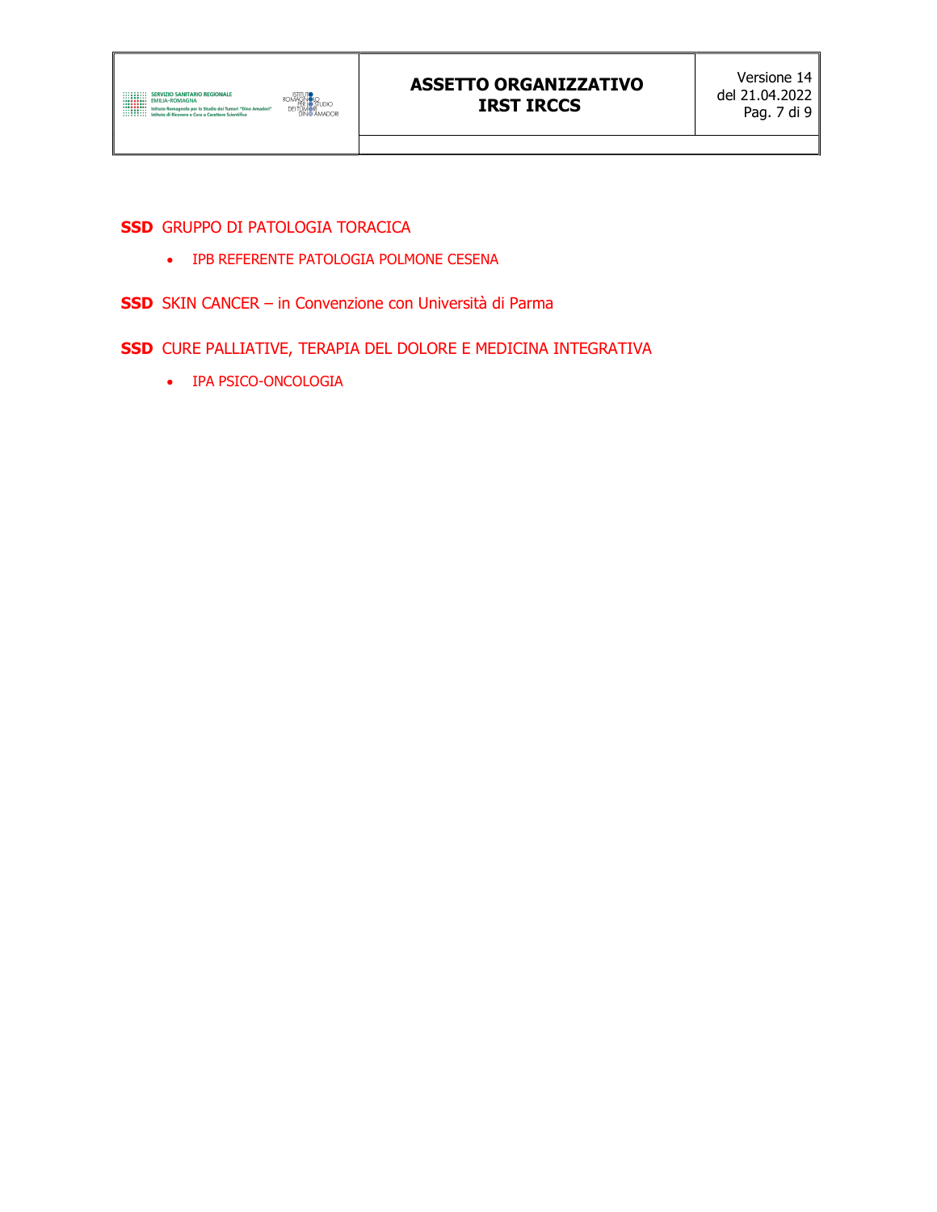**SSD** GRUPPO DI PATOLOGIA TORACICA

- IPB REFERENTE PATOLOGIA POLMONE CESENA

**SSD** SKIN CANCER – in Convenzione con Università di Parma

**SSD** CURE PALLIATIVE, TERAPIA DEL DOLORE E MEDICINA INTEGRATIVA

- IPA PSICO-ONCOLOGIA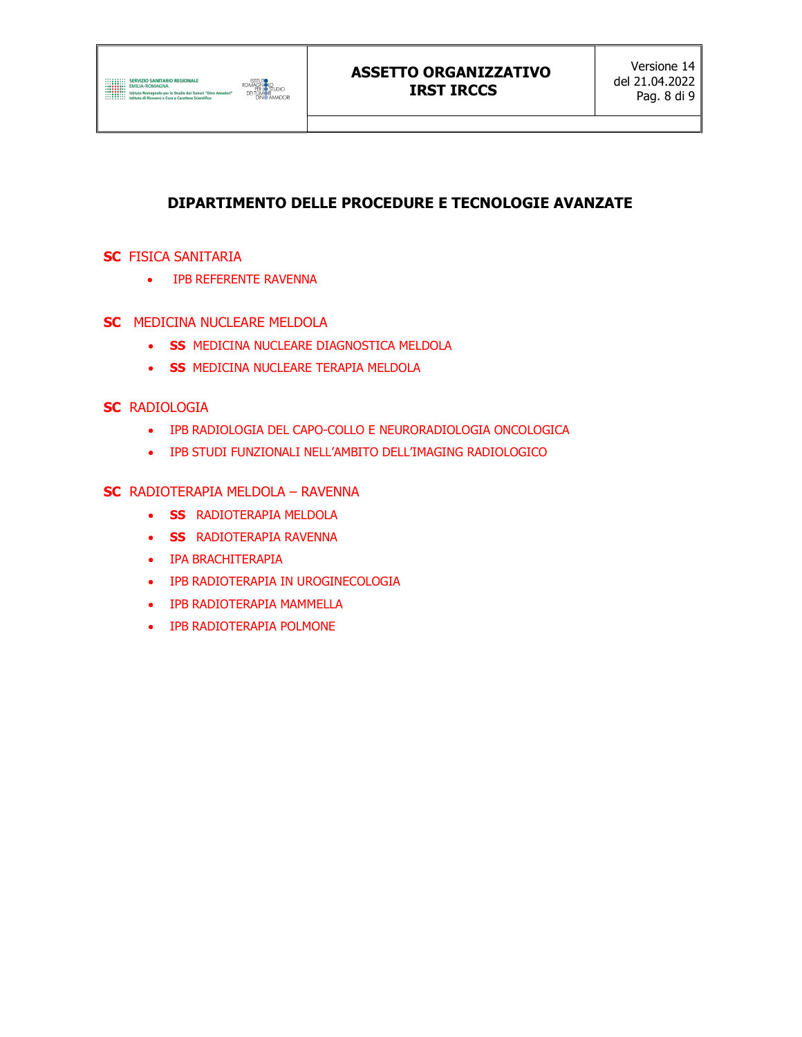## DIPARTIMENTO DELLE PROCEDURE E TECNOLOGIE AVANZATE

**SC** FISICA SANITARIA

- IPB REFERENTE RAVENNA

**SC** MEDICINA NUCLEARE MELDOLA

- **SS** MEDICINA NUCLEARE DIAGNOSTICA MELDOLA
- **SS** MEDICINA NUCLEARE TERAPIA MELDOLA

**SC** RADIOLOGIA

- IPB RADIOLOGIA DEL CAPO-COLLO E NEURORADIOLOGIA ONCOLOGICA
- IPB STUDI FUNZIONALI NELL'AMBITO DELL'IMAGING RADIOLOGICO

**SC** RADIOTERAPIA MELDOLA – RAVENNA

- **SS** RADIOTERAPIA MELDOLA
- **SS** RADIOTERAPIA RAVENNA
- IPA BRACHITERAPIA
- IPB RADIOTERAPIA IN UROGINECOLOGIA
- IPB RADIOTERAPIA MAMMELLA
- IPB RADIOTERAPIA POLMONE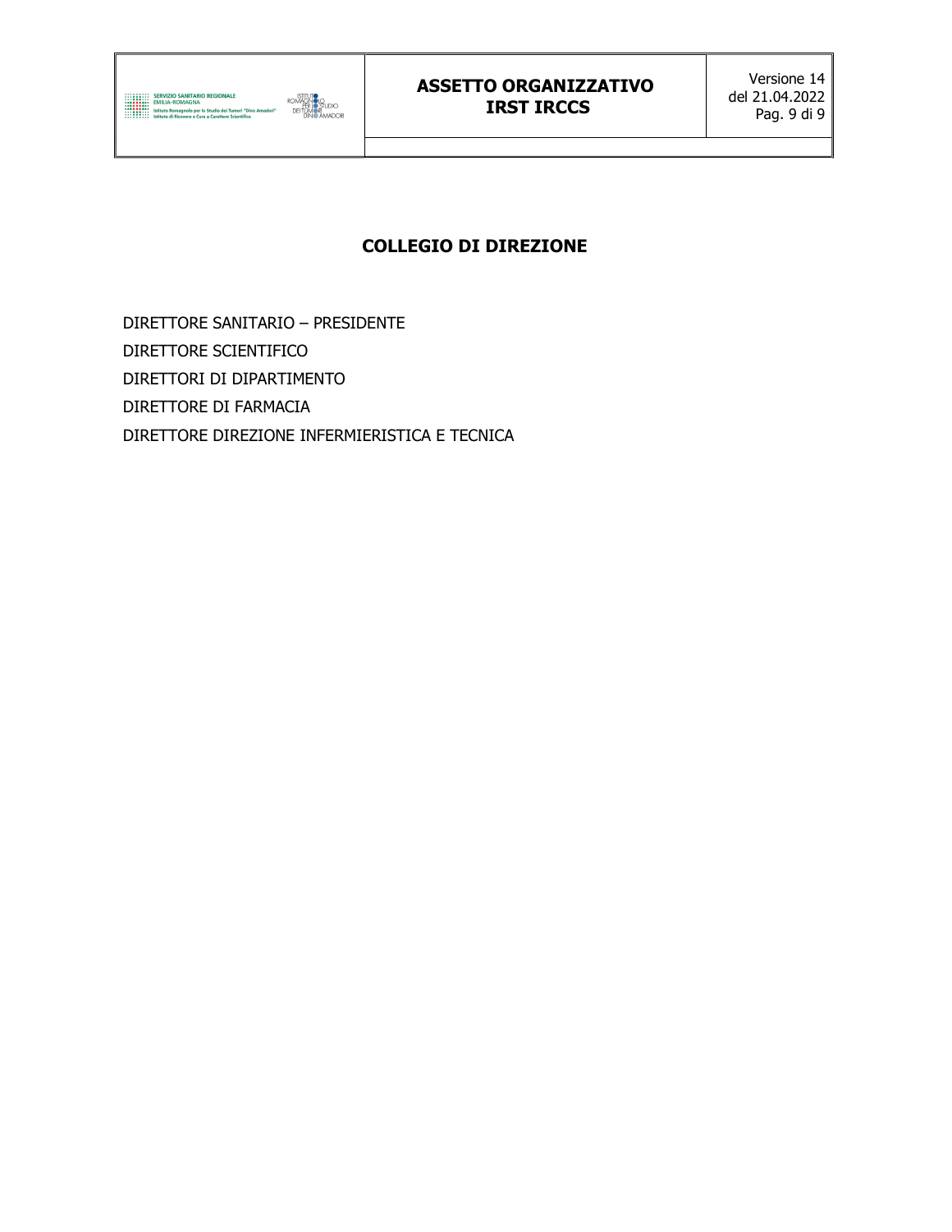## COLLEGIO DI DIREZIONE

DIRETTORE SANITARIO – PRESIDENTE

DIRETTORE SCIENTIFICO

DIRETTORI DI DIPARTIMENTO

DIRETTORE DI FARMACIA

DIRETTORE DIREZIONE INFERMIERISTICA E TECNICA